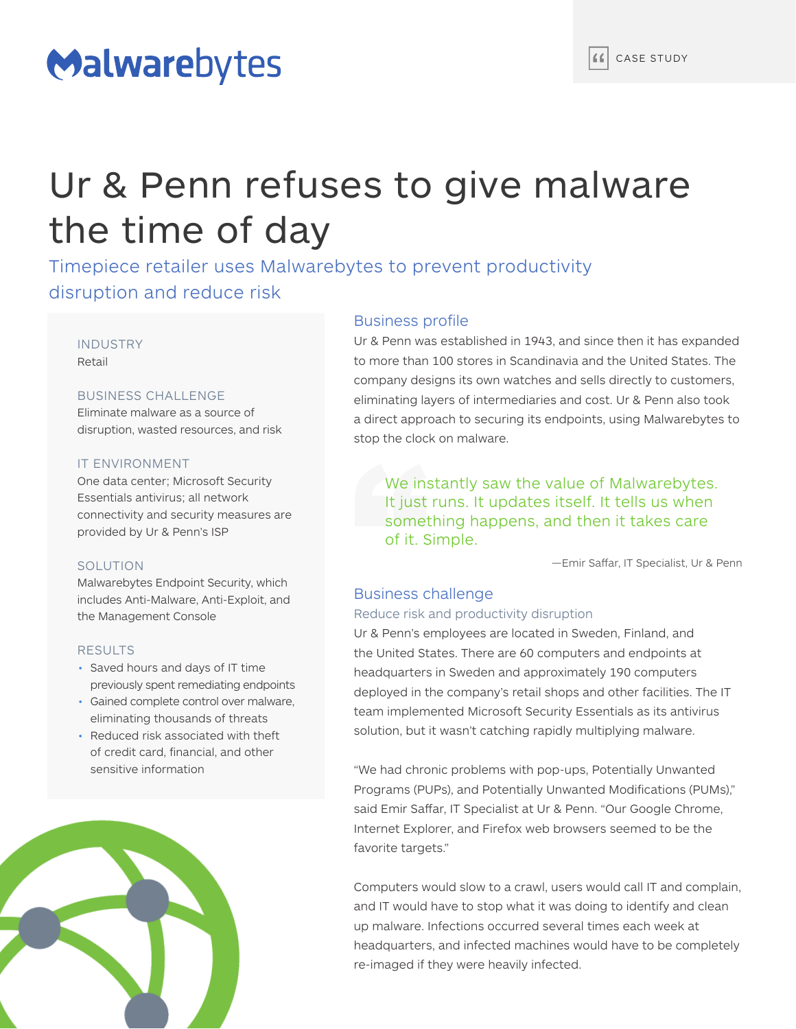Malwarebytes

CASE STUDY

# Ur & Penn refuses to give malware the time of day

## Timepiece retailer uses Malwarebytes to prevent productivity disruption and reduce risk

### INDUSTRY

Retail

### BUSINESS CHALLENGE

Eliminate malware as a source of disruption, wasted resources, and risk

### IT ENVIRONMENT

One data center; Microsoft Security Essentials antivirus; all network connectivity and security measures are provided by Ur & Penn's ISP

### SOLUTION

Malwarebytes Endpoint Security, which includes Anti-Malware, Anti-Exploit, and the Management Console

### RESULTS

- Saved hours and days of IT time previously spent remediating endpoints
- Gained complete control over malware, eliminating thousands of threats
- Reduced risk associated with theft of credit card, financial, and other sensitive information

## Business profile

Ur & Penn was established in 1943, and since then it has expanded to more than 100 stores in Scandinavia and the United States. The company designs its own watches and sells directly to customers, eliminating layers of intermediaries and cost. Ur & Penn also took a direct approach to securing its endpoints, using Malwarebytes to stop the clock on malware.

> We instantly saw the value of Malwarebytes. It just runs. It updates itself. It tells us when something happens, and then it takes care of it. Simple.
>
> —Emir Saffar, IT Specialist, Ur & Penn

## Business challenge

### Reduce risk and productivity disruption

Ur & Penn's employees are located in Sweden, Finland, and the United States. There are 60 computers and endpoints at headquarters in Sweden and approximately 190 computers deployed in the company's retail shops and other facilities. The IT team implemented Microsoft Security Essentials as its antivirus solution, but it wasn't catching rapidly multiplying malware.

"We had chronic problems with pop-ups, Potentially Unwanted Programs (PUPs), and Potentially Unwanted Modifications (PUMs)," said Emir Saffar, IT Specialist at Ur & Penn. "Our Google Chrome, Internet Explorer, and Firefox web browsers seemed to be the favorite targets."

Computers would slow to a crawl, users would call IT and complain, and IT would have to stop what it was doing to identify and clean up malware. Infections occurred several times each week at headquarters, and infected machines would have to be completely re-imaged if they were heavily infected.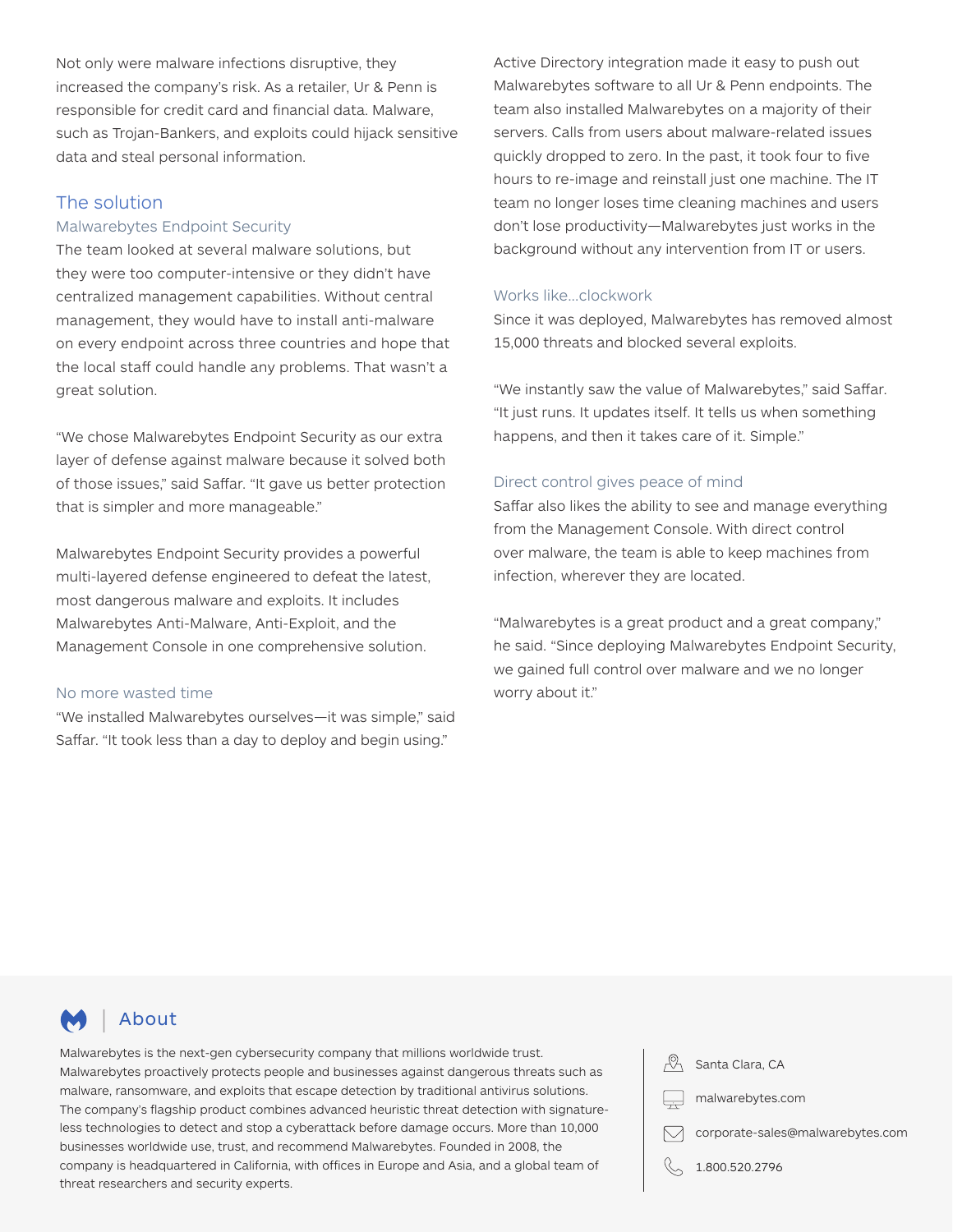Not only were malware infections disruptive, they increased the company's risk. As a retailer, Ur & Penn is responsible for credit card and financial data. Malware, such as Trojan-Bankers, and exploits could hijack sensitive data and steal personal information.

## The solution

### Malwarebytes Endpoint Security

The team looked at several malware solutions, but they were too computer-intensive or they didn't have centralized management capabilities. Without central management, they would have to install anti-malware on every endpoint across three countries and hope that the local staff could handle any problems. That wasn't a great solution.

"We chose Malwarebytes Endpoint Security as our extra layer of defense against malware because it solved both of those issues," said Saffar. "It gave us better protection that is simpler and more manageable."

Malwarebytes Endpoint Security provides a powerful multi-layered defense engineered to defeat the latest, most dangerous malware and exploits. It includes Malwarebytes Anti-Malware, Anti-Exploit, and the Management Console in one comprehensive solution.

### No more wasted time

"We installed Malwarebytes ourselves—it was simple," said Saffar. "It took less than a day to deploy and begin using."

Active Directory integration made it easy to push out Malwarebytes software to all Ur & Penn endpoints. The team also installed Malwarebytes on a majority of their servers. Calls from users about malware-related issues quickly dropped to zero. In the past, it took four to five hours to re-image and reinstall just one machine. The IT team no longer loses time cleaning machines and users don't lose productivity—Malwarebytes just works in the background without any intervention from IT or users.

### Works like…clockwork

Since it was deployed, Malwarebytes has removed almost 15,000 threats and blocked several exploits.

"We instantly saw the value of Malwarebytes," said Saffar. "It just runs. It updates itself. It tells us when something happens, and then it takes care of it. Simple."

### Direct control gives peace of mind

Saffar also likes the ability to see and manage everything from the Management Console. With direct control over malware, the team is able to keep machines from infection, wherever they are located.

"Malwarebytes is a great product and a great company," he said. "Since deploying Malwarebytes Endpoint Security, we gained full control over malware and we no longer worry about it."

## About

Malwarebytes is the next-gen cybersecurity company that millions worldwide trust. Malwarebytes proactively protects people and businesses against dangerous threats such as malware, ransomware, and exploits that escape detection by traditional antivirus solutions. The company's flagship product combines advanced heuristic threat detection with signature-less technologies to detect and stop a cyberattack before damage occurs. More than 10,000 businesses worldwide use, trust, and recommend Malwarebytes. Founded in 2008, the company is headquartered in California, with offices in Europe and Asia, and a global team of threat researchers and security experts.

Santa Clara, CA

malwarebytes.com

corporate-sales@malwarebytes.com

1.800.520.2796